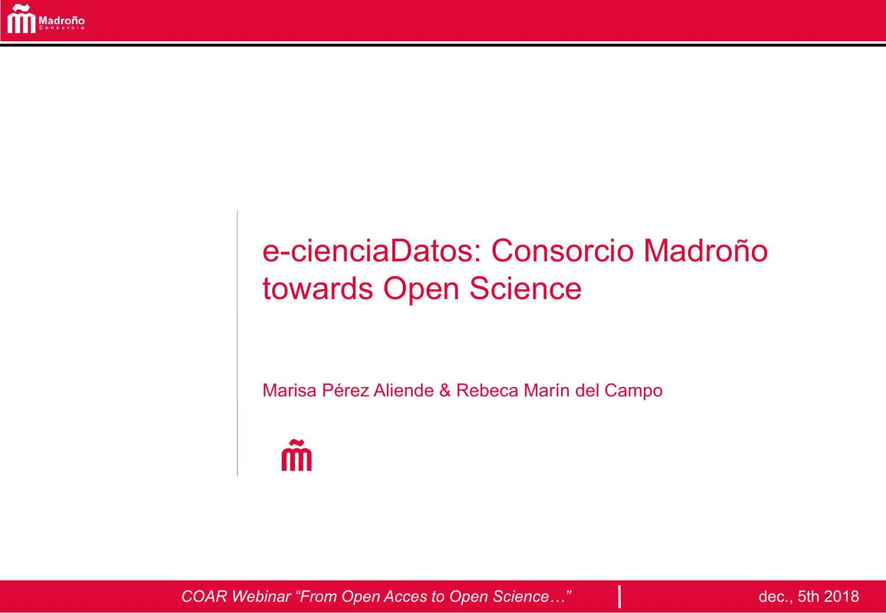# e-cienciaDatos: Consorcio Madroño towards Open Science

Marisa Pérez Aliende & Rebeca Marín del Campo

*COAR Webinar "From Open Acces to Open Science…"*

dec., 5th 2018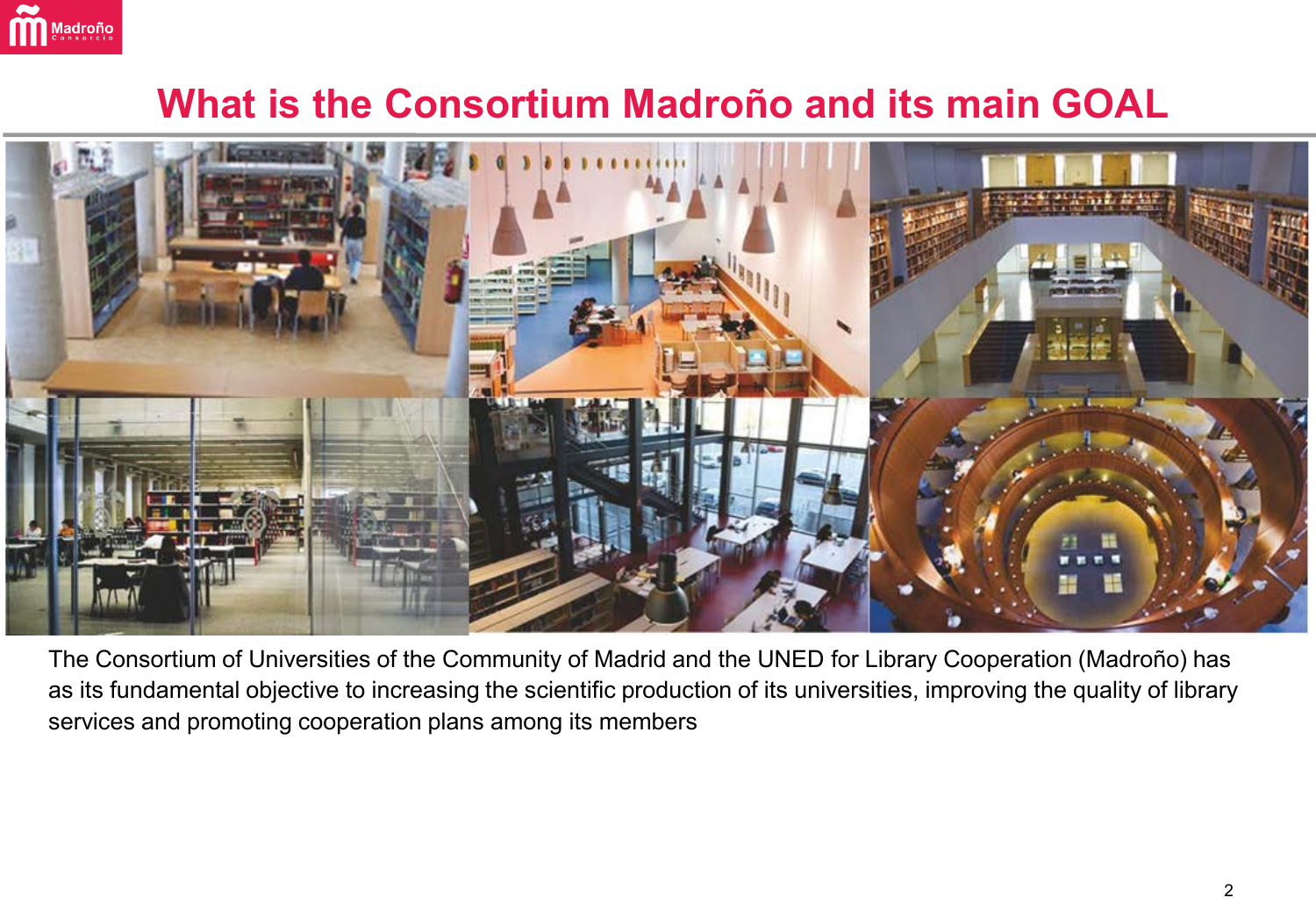# What is the Consortium Madroño and its main GOAL

The Consortium of Universities of the Community of Madrid and the UNED for Library Cooperation (Madroño) has as its fundamental objective to increasing the scientific production of its universities, improving the quality of library services and promoting cooperation plans among its members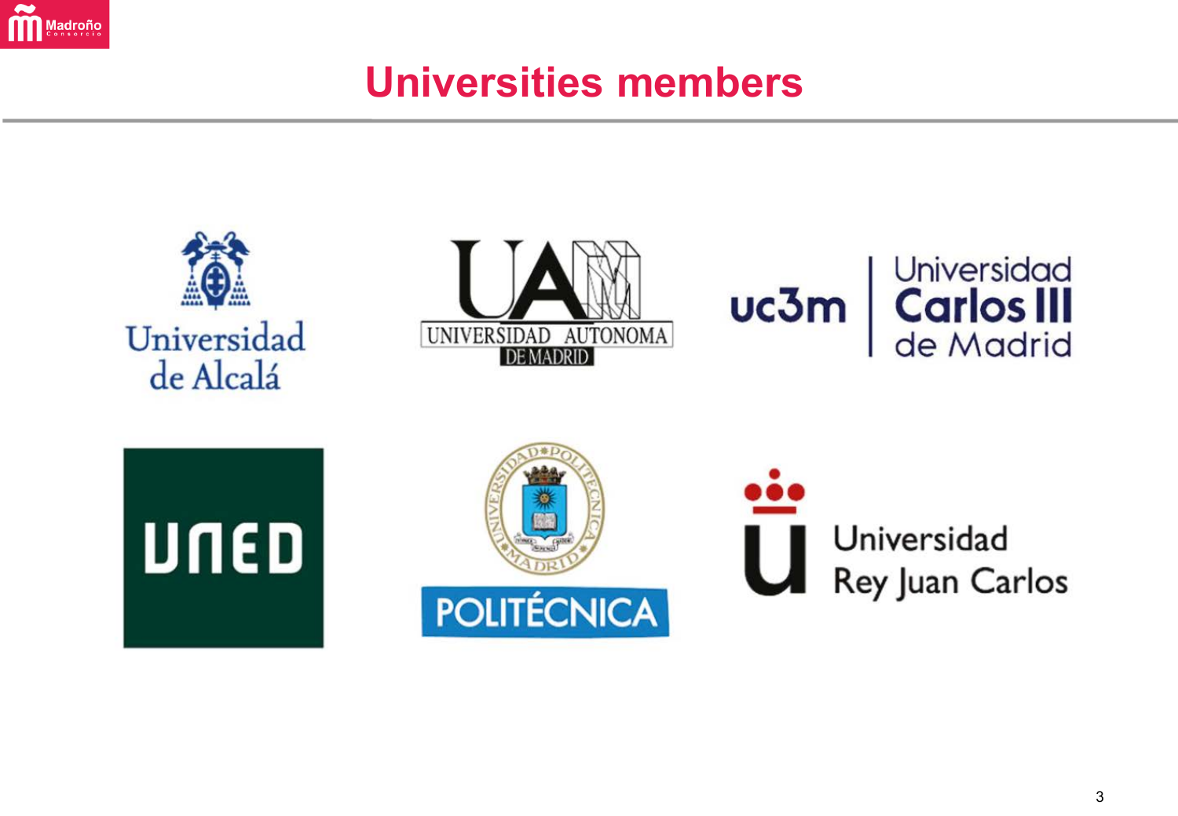# Universities members

Universidad de Alcalá

UAM UNIVERSIDAD AUTONOMA DE MADRID

uc3m Universidad Carlos III de Madrid

UNED

POLITÉCNICA

Universidad Rey Juan Carlos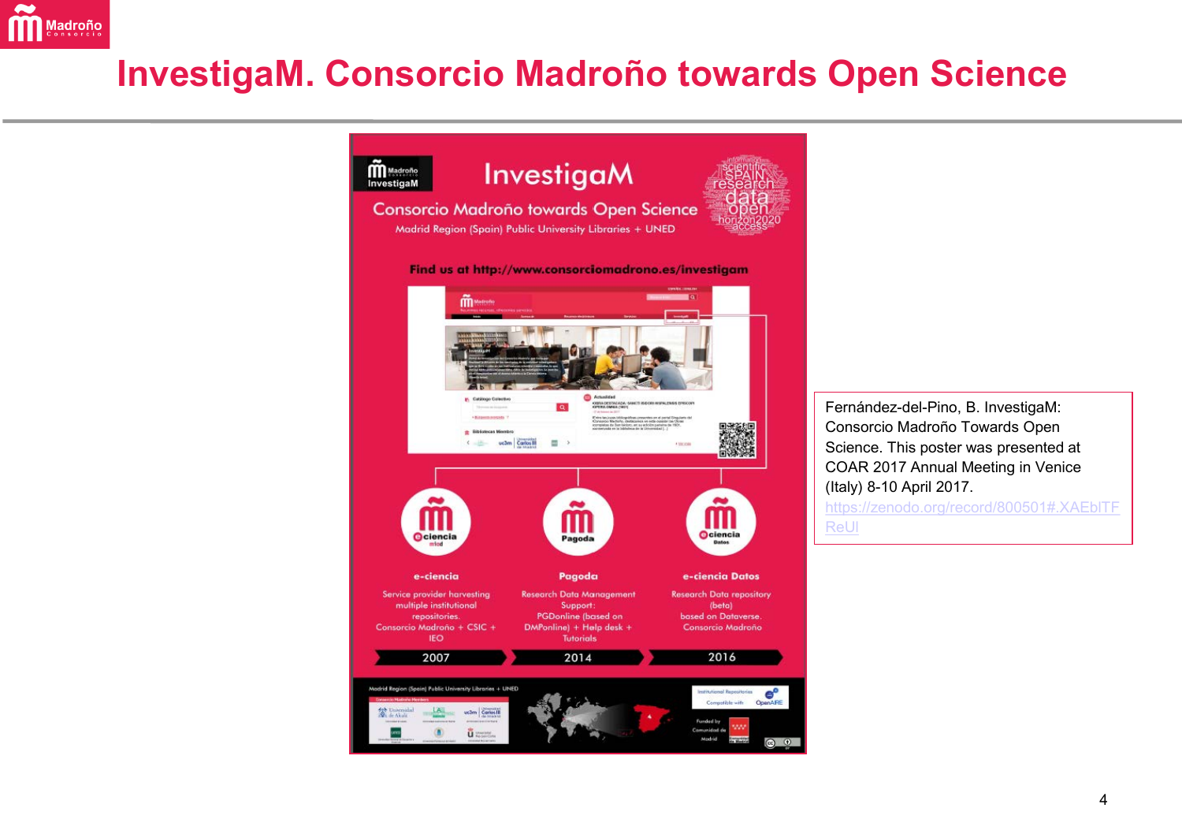# InvestigaM. Consorcio Madroño towards Open Science

InvestigaM

Consorcio Madroño towards Open Science

Madrid Region (Spain) Public University Libraries + UNED

Find us at http://www.consorciomadrono.es/investigam

**e-ciencia**

Service provider harvesting multiple institutional repositories. Consorcio Madroño + CSIC + IEO

2007

**Pagoda**

Research Data Management Support: PGDonline (based on DMPonline) + Help desk + Tutorials

2014

**e-ciencia Datos**

Research Data repository (beta) based on Dataverse. Consorcio Madroño

2016

Fernández-del-Pino, B. InvestigaM: Consorcio Madroño Towards Open Science. This poster was presented at COAR 2017 Annual Meeting in Venice (Italy) 8-10 April 2017. https://zenodo.org/record/800501#.XAEbITFReUl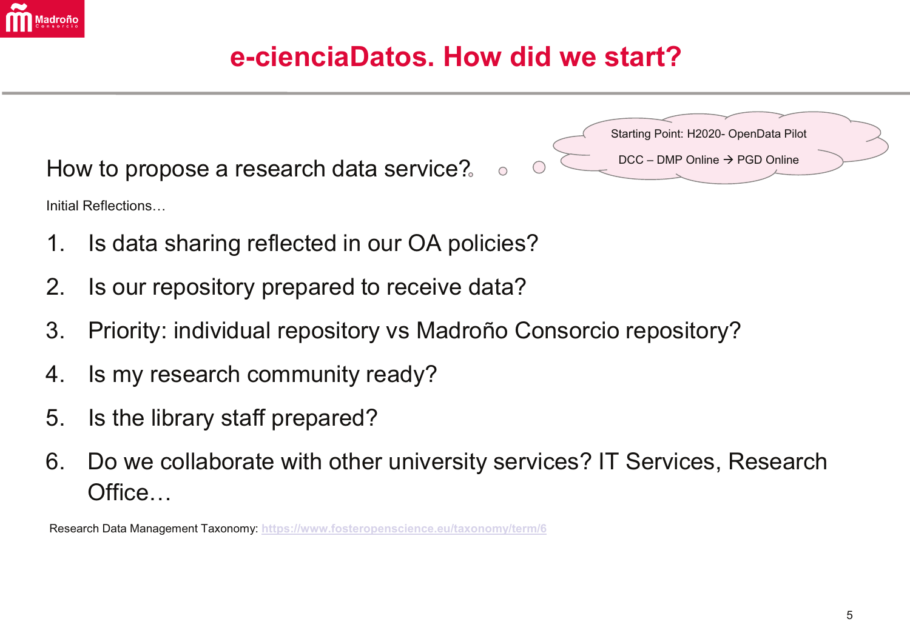# e-cienciaDatos. How did we start?

How to propose a research data service?

Starting Point: H2020- OpenData Pilot

DCC – DMP Online → PGD Online

Initial Reflections…

1. Is data sharing reflected in our OA policies?
2. Is our repository prepared to receive data?
3. Priority: individual repository vs Madroño Consorcio repository?
4. Is my research community ready?
5. Is the library staff prepared?
6. Do we collaborate with other university services? IT Services, Research Office…

Research Data Management Taxonomy: https://www.fosteropenscience.eu/taxonomy/term/6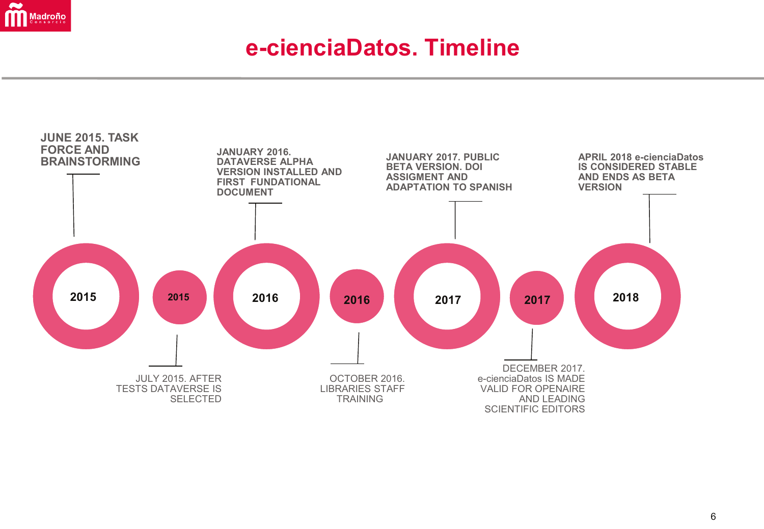# e-cienciaDatos. Timeline

- **2015** — **JUNE 2015. TASK FORCE AND BRAINSTORMING**
- **2015** — JULY 2015. AFTER TESTS DATAVERSE IS SELECTED
- **2016** — **JANUARY 2016. DATAVERSE ALPHA VERSION INSTALLED AND FIRST FUNDATIONAL DOCUMENT**
- **2016** — OCTOBER 2016. LIBRARIES STAFF TRAINING
- **2017** — **JANUARY 2017. PUBLIC BETA VERSION. DOI ASSIGMENT AND ADAPTATION TO SPANISH**
- **2017** — DECEMBER 2017. e-cienciaDatos IS MADE VALID FOR OPENAIRE AND LEADING SCIENTIFIC EDITORS
- **2018** — **APRIL 2018 e-cienciaDatos IS CONSIDERED STABLE AND ENDS AS BETA VERSION**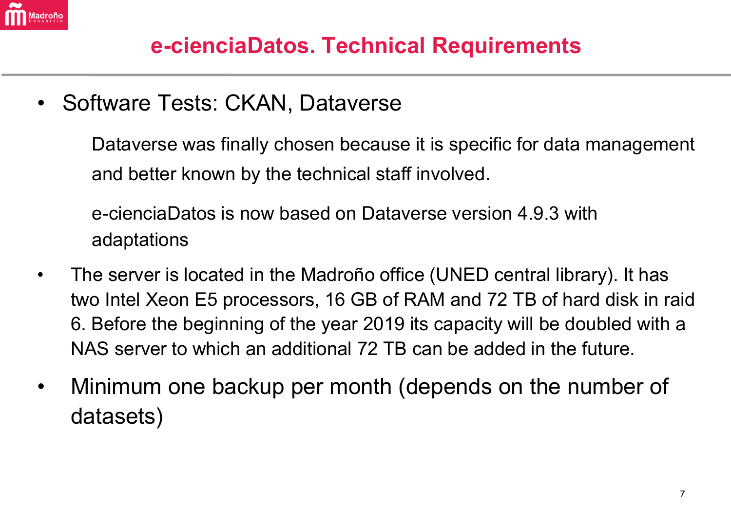# e-cienciaDatos. Technical Requirements

- Software Tests: CKAN, Dataverse

  Dataverse was finally chosen because it is specific for data management and better known by the technical staff involved.

  e-cienciaDatos is now based on Dataverse version 4.9.3 with adaptations

- The server is located in the Madroño office (UNED central library). It has two Intel Xeon E5 processors, 16 GB of RAM and 72 TB of hard disk in raid 6. Before the beginning of the year 2019 its capacity will be doubled with a NAS server to which an additional 72 TB can be added in the future.

- Minimum one backup per month (depends on the number of datasets)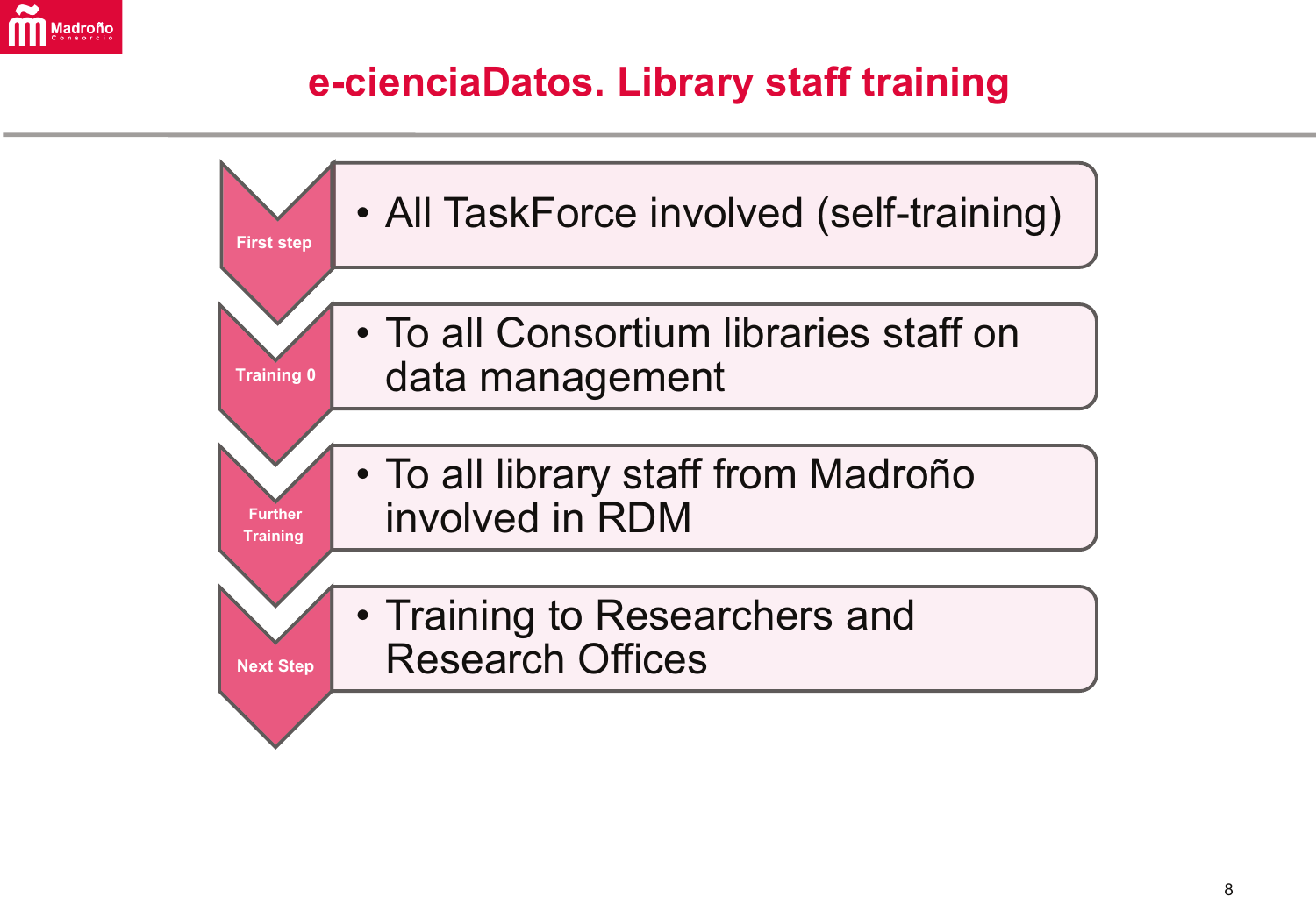# e-cienciaDatos. Library staff training

**First step**

- All TaskForce involved (self-training)

**Training 0**

- To all Consortium libraries staff on data management

**Further Training**

- To all library staff from Madroño involved in RDM

**Next Step**

- Training to Researchers and Research Offices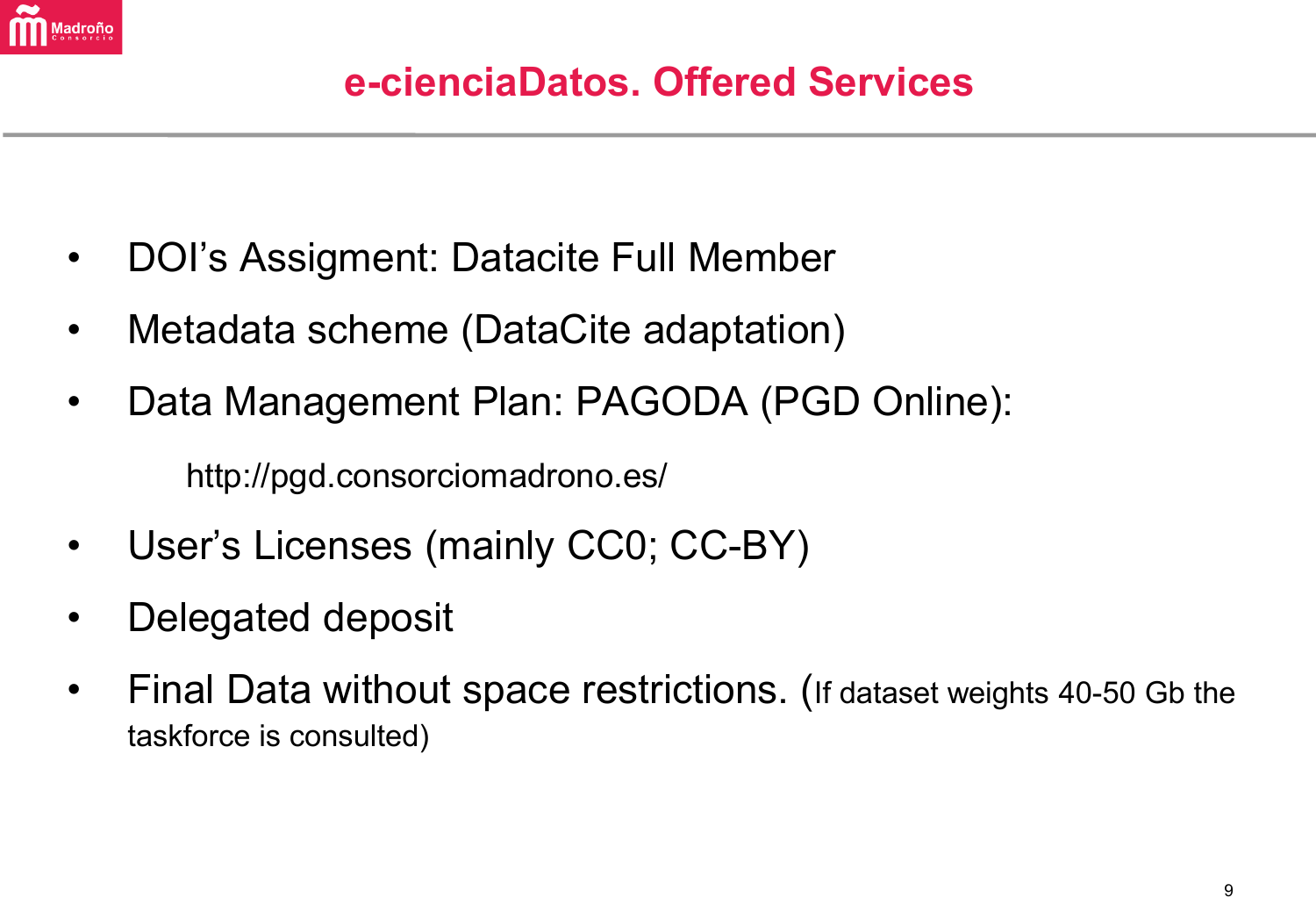# e-cienciaDatos. Offered Services

- DOI's Assigment: Datacite Full Member
- Metadata scheme (DataCite adaptation)
- Data Management Plan: PAGODA (PGD Online):

  http://pgd.consorciomadrono.es/

- User's Licenses (mainly CC0; CC-BY)
- Delegated deposit
- Final Data without space restrictions. (If dataset weights 40-50 Gb the taskforce is consulted)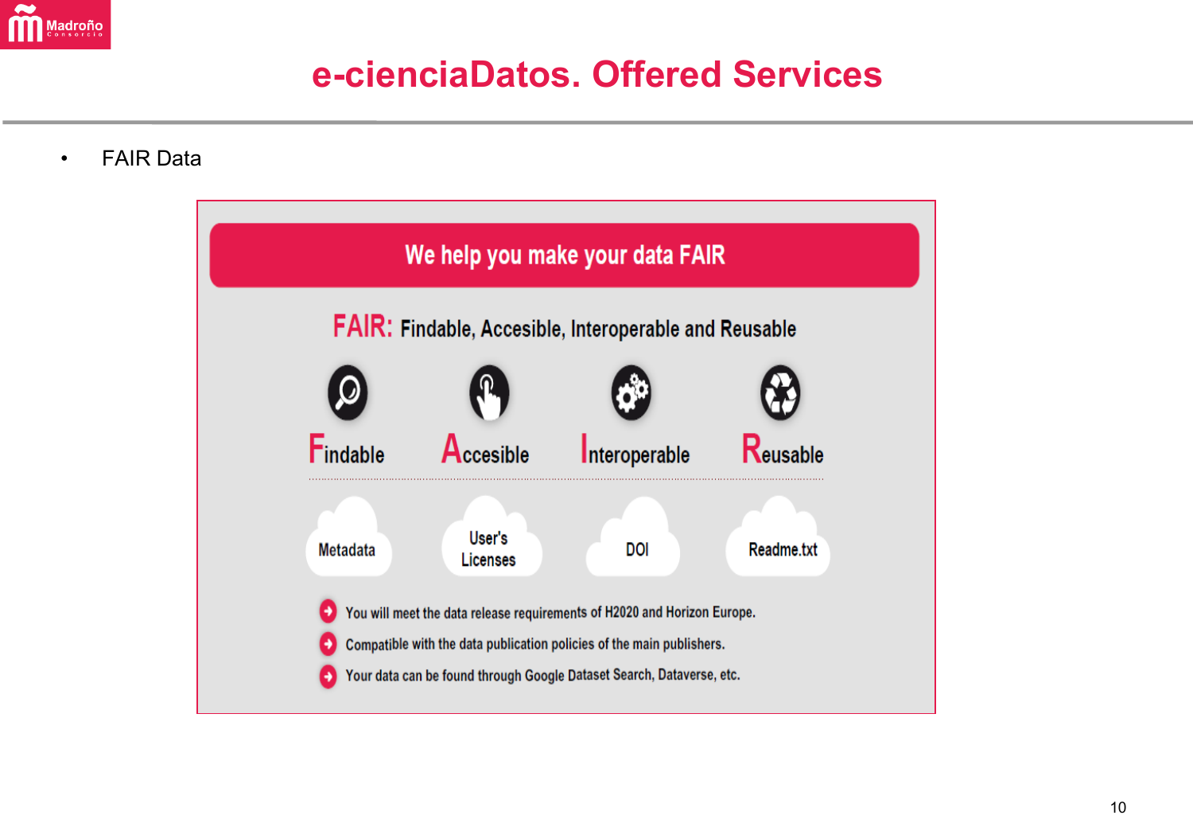# e-cienciaDatos. Offered Services

- FAIR Data

**We help you make your data FAIR**

**FAIR:** Findable, Accesible, Interoperable and Reusable

Findable | Accesible | Interoperable | Reusable

Metadata | User's Licenses | DOI | Readme.txt

- You will meet the data release requirements of H2020 and Horizon Europe.
- Compatible with the data publication policies of the main publishers.
- Your data can be found through Google Dataset Search, Dataverse, etc.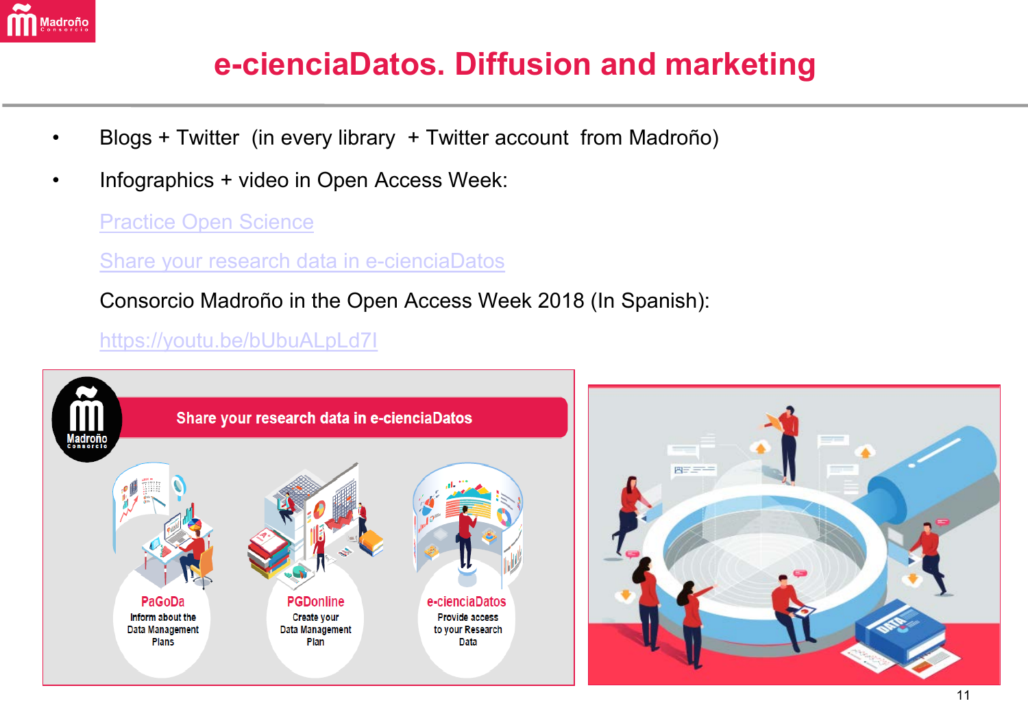# e-cienciaDatos. Diffusion and marketing

- Blogs + Twitter (in every library + Twitter account from Madroño)
- Infographics + video in Open Access Week:

  Practice Open Science

  Share your research data in e-cienciaDatos

  Consorcio Madroño in the Open Access Week 2018 (In Spanish):

  https://youtu.be/bUbuALpLd7I

**Share your research data in e-cienciaDatos**

| PaGoDa | PGDonline | e-cienciaDatos |
| --- | --- | --- |
| Inform about the Data Management Plans | Create your Data Management Plan | Provide access to your Research Data |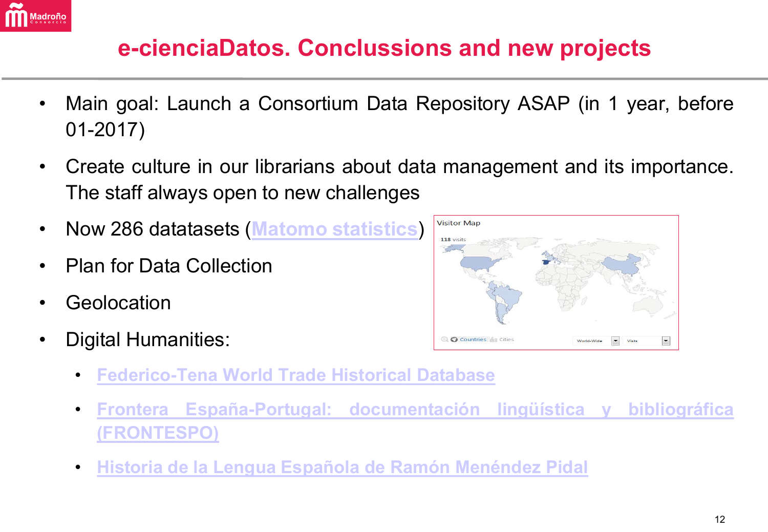# e-cienciaDatos. Conclussions and new projects

- Main goal: Launch a Consortium Data Repository ASAP (in 1 year, before 01-2017)
- Create culture in our librarians about data management and its importance. The staff always open to new challenges
- Now 286 datatasets (Matomo statistics)
- Plan for Data Collection
- Geolocation
- Digital Humanities:
  - Federico-Tena World Trade Historical Database
  - Frontera España-Portugal: documentación lingüística y bibliográfica (FRONTESPO)
  - Historia de la Lengua Española de Ramón Menéndez Pidal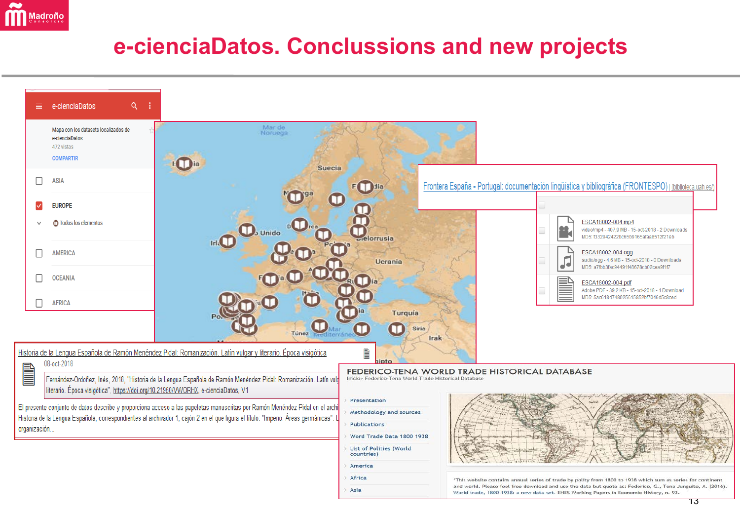# e-cienciaDatos. Conclussions and new projects

e-cienciaDatos

Mapa con los datasets localizados de e-cienciaDatos
472 vistas
COMPARTIR

- ASIA
- EUROPE
  - Todos los elementos
- AMERICA
- OCEANIA
- AFRICA

Frontera España - Portugal: documentación lingüística y bibliográfica (FRONTESPO) | (biblioteca.uah.es/)

- ESCA18002-004.mp4
  video/mp4 - 407,9 MB - 15-oct-2018 - 2 Downloads
  MD5: f332942422bc65b9165afaa8512f21eb
- ESCA18002-004.ogg
  audio/ogg - 4,6 MB - 15-oct-2018 - 0 Downloads
  MD5: a7fbb3fac944914f8678cb02cea9f1f7
- ESCA18002-004.pdf
  Adobe PDF - 39,2 KB - 15-oct-2018 - 1 Download
  MD5: 5ac618d7480256515852bf7046d5c8ced

Historia de la Lengua Española de Ramón Menéndez Pidal. Romanización. Latín vulgar y literario. Época visigótica

08-oct-2018

Fernández-Ordoñez, Inés, 2018, "Historia de la Lengua Española de Ramón Menéndez Pidal: Romanización. Latín vulg... literario. Época visigótica", https://doi.org/10.21950/VWORHX, e-cienciaDatos, V1

El presente conjunto de datos describe y proporciona acceso a las papeletas manuscritas por Ramón Menéndez Pidal en el archi... Historia de la Lengua Española, correspondientes al archivador 1, cajón 2 en el que figura el título: "Imperio. Áreas germánicas". L... organización...

FEDERICO-TENA WORLD TRADE HISTORICAL DATABASE

Inicio› Federico-Tena World Trade Historical Database

- Presentation
- Methodology and sources
- Publications
- Word Trade Data 1800 1938
- List of Polities (World countries)
- America
- Africa
- Asia

"This website contains annual series of trade by polity from 1800 to 1938 which sum as series for continent and world. Please feel free download and use the data but quote as: Federico, G., Tena Junguito, A. (2016). World trade, 1800-1938: a new data-set. EHES Working Papers in Economic History, n. 93.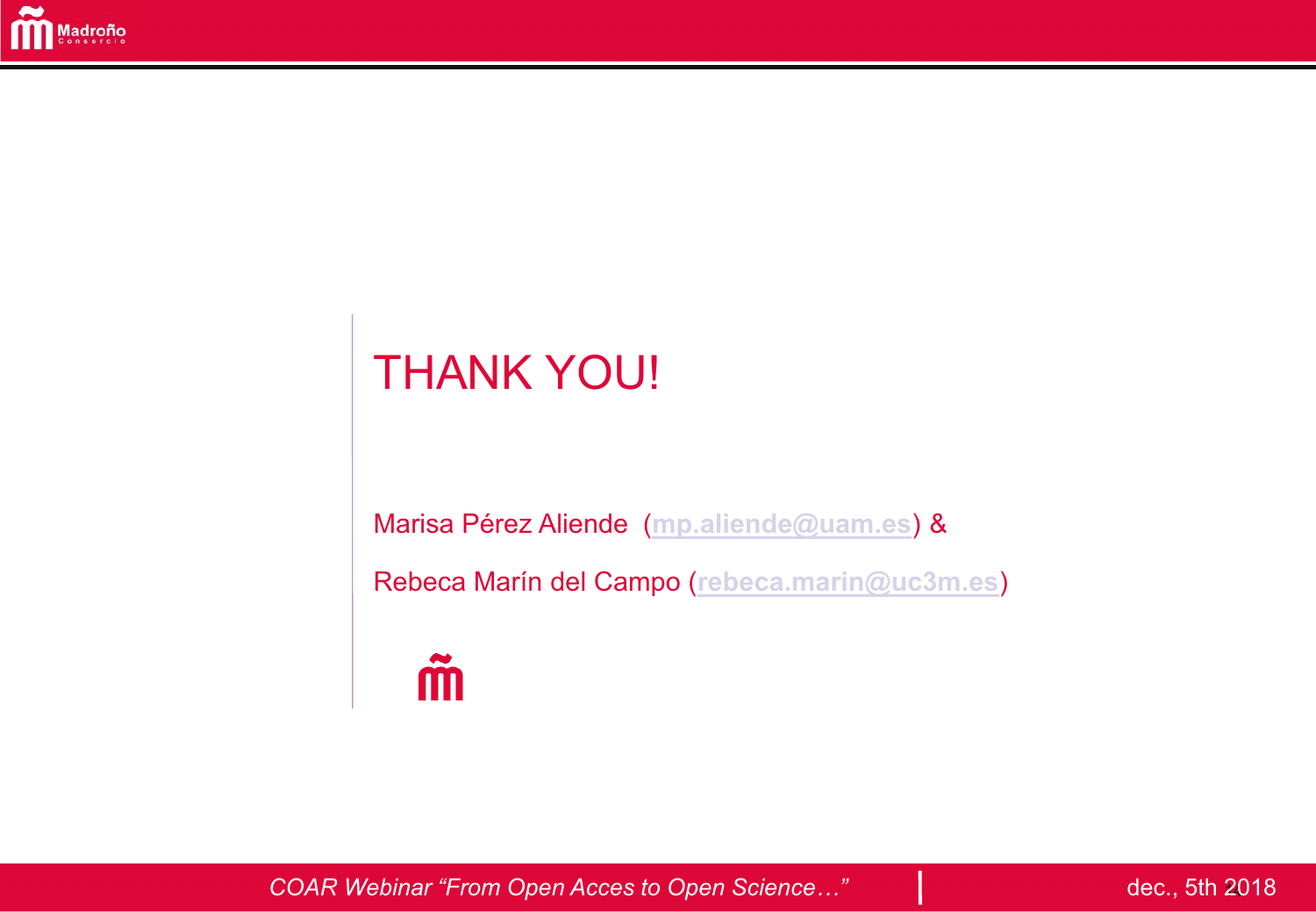# THANK YOU!

Marisa Pérez Aliende (mp.aliende@uam.es) &

Rebeca Marín del Campo (rebeca.marin@uc3m.es)